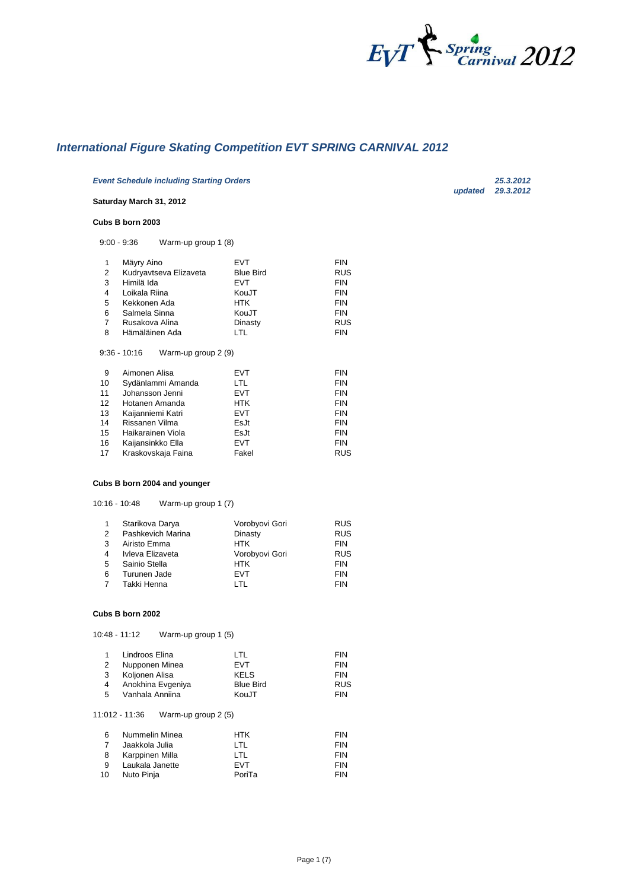# *International Figure Skating Competition EVT SPRING CARNIVAL 2012*

***Event Schedule including Starting Orders*** ***25.3.2012***

***updated 29.3.2012***

**Saturday March 31, 2012**

**Cubs B born 2003**

9:00 - 9:36 Warm-up group 1 (8)

| | | | |
|---|---|---|---|
| 1 | Mäyry Aino | EVT | FIN |
| 2 | Kudryavtseva Elizaveta | Blue Bird | RUS |
| 3 | Himilä Ida | EVT | FIN |
| 4 | Loikala Riina | KouJT | FIN |
| 5 | Kekkonen Ada | HTK | FIN |
| 6 | Salmela Sinna | KouJT | FIN |
| 7 | Rusakova Alina | Dinasty | RUS |
| 8 | Hämäläinen Ada | LTL | FIN |

9:36 - 10:16 Warm-up group 2 (9)

| | | | |
|---|---|---|---|
| 9 | Aimonen Alisa | EVT | FIN |
| 10 | Sydänlammi Amanda | LTL | FIN |
| 11 | Johansson Jenni | EVT | FIN |
| 12 | Hotanen Amanda | HTK | FIN |
| 13 | Kaijanniemi Katri | EVT | FIN |
| 14 | Rissanen Vilma | EsJt | FIN |
| 15 | Haikarainen Viola | EsJt | FIN |
| 16 | Kaijansinkko Ella | EVT | FIN |
| 17 | Kraskovskaja Faina | Fakel | RUS |

**Cubs B born 2004 and younger**

10:16 - 10:48 Warm-up group 1 (7)

| | | | |
|---|---|---|---|
| 1 | Starikova Darya | Vorobyovi Gori | RUS |
| 2 | Pashkevich Marina | Dinasty | RUS |
| 3 | Airisto Emma | HTK | FIN |
| 4 | Ivleva Elizaveta | Vorobyovi Gori | RUS |
| 5 | Sainio Stella | HTK | FIN |
| 6 | Turunen Jade | EVT | FIN |
| 7 | Takki Henna | LTL | FIN |

**Cubs B born 2002**

10:48 - 11:12 Warm-up group 1 (5)

| | | | |
|---|---|---|---|
| 1 | Lindroos Elina | LTL | FIN |
| 2 | Nupponen Minea | EVT | FIN |
| 3 | Koljonen Alisa | KELS | FIN |
| 4 | Anokhina Evgeniya | Blue Bird | RUS |
| 5 | Vanhala Anniina | KouJT | FIN |

11:012 - 11:36 Warm-up group 2 (5)

| | | | |
|---|---|---|---|
| 6 | Nummelin Minea | HTK | FIN |
| 7 | Jaakkola Julia | LTL | FIN |
| 8 | Karppinen Milla | LTL | FIN |
| 9 | Laukala Janette | EVT | FIN |
| 10 | Nuto Pinja | PoriTa | FIN |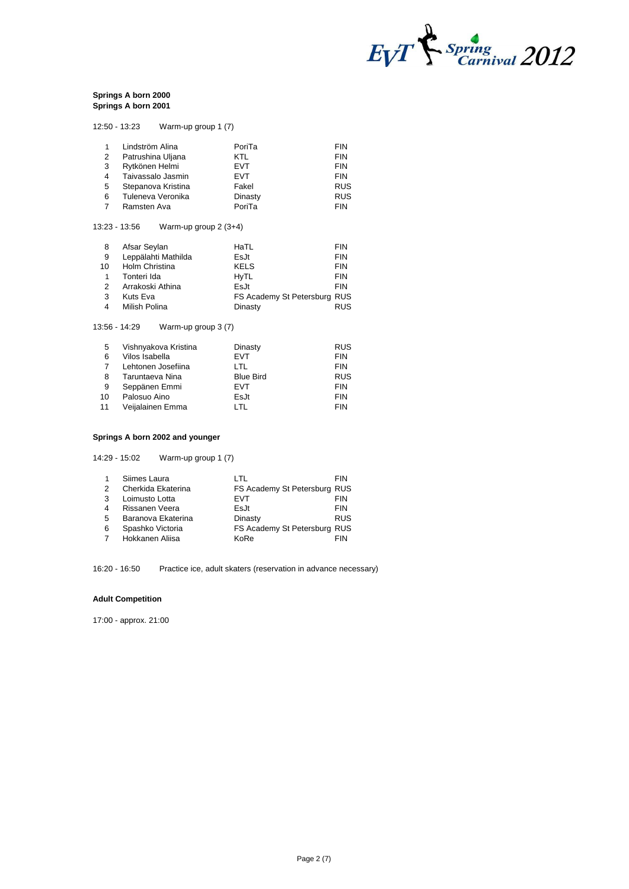**Springs A born 2000**
**Springs A born 2001**

12:50 - 13:23 Warm-up group 1 (7)

| | | | |
|---|---|---|---|
| 1 | Lindström Alina | PoriTa | FIN |
| 2 | Patrushina Uljana | KTL | FIN |
| 3 | Rytkönen Helmi | EVT | FIN |
| 4 | Taivassalo Jasmin | EVT | FIN |
| 5 | Stepanova Kristina | Fakel | RUS |
| 6 | Tuleneva Veronika | Dinasty | RUS |
| 7 | Ramsten Ava | PoriTa | FIN |

13:23 - 13:56 Warm-up group 2 (3+4)

| | | | |
|---|---|---|---|
| 8 | Afsar Seylan | HaTL | FIN |
| 9 | Leppälahti Mathilda | EsJt | FIN |
| 10 | Holm Christina | KELS | FIN |
| 1 | Tonteri Ida | HyTL | FIN |
| 2 | Arrakoski Athina | EsJt | FIN |
| 3 | Kuts Eva | FS Academy St Petersburg | RUS |
| 4 | Milish Polina | Dinasty | RUS |

13:56 - 14:29 Warm-up group 3 (7)

| | | | |
|---|---|---|---|
| 5 | Vishnyakova Kristina | Dinasty | RUS |
| 6 | Vilos Isabella | EVT | FIN |
| 7 | Lehtonen Josefiina | LTL | FIN |
| 8 | Taruntaeva Nina | Blue Bird | RUS |
| 9 | Seppänen Emmi | EVT | FIN |
| 10 | Palosuo Aino | EsJt | FIN |
| 11 | Veijalainen Emma | LTL | FIN |

**Springs A born 2002 and younger**

14:29 - 15:02 Warm-up group 1 (7)

| | | | |
|---|---|---|---|
| 1 | Siimes Laura | LTL | FIN |
| 2 | Cherkida Ekaterina | FS Academy St Petersburg | RUS |
| 3 | Loimusto Lotta | EVT | FIN |
| 4 | Rissanen Veera | EsJt | FIN |
| 5 | Baranova Ekaterina | Dinasty | RUS |
| 6 | Spashko Victoria | FS Academy St Petersburg | RUS |
| 7 | Hokkanen Aliisa | KoRe | FIN |

16:20 - 16:50 Practice ice, adult skaters (reservation in advance necessary)

**Adult Competition**

17:00 - approx. 21:00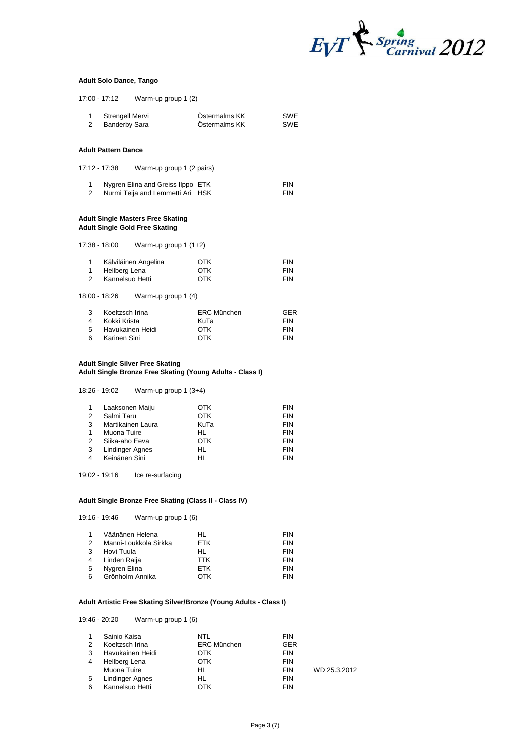**Adult Solo Dance, Tango**

17:00 - 17:12 Warm-up group 1 (2)

| | | | |
|---|---|---|---|
| 1 | Strengell Mervi | Östermalms KK | SWE |
| 2 | Banderby Sara | Östermalms KK | SWE |

**Adult Pattern Dance**

17:12 - 17:38 Warm-up group 1 (2 pairs)

| | | | |
|---|---|---|---|
| 1 | Nygren Elina and Greiss Ilppo | ETK | FIN |
| 2 | Nurmi Teija and Lemmetti Ari | HSK | FIN |

**Adult Single Masters Free Skating**
**Adult Single Gold Free Skating**

17:38 - 18:00 Warm-up group 1 (1+2)

| | | | |
|---|---|---|---|
| 1 | Kälviläinen Angelina | OTK | FIN |
| 1 | Hellberg Lena | OTK | FIN |
| 2 | Kannelsuo Hetti | OTK | FIN |

18:00 - 18:26 Warm-up group 1 (4)

| | | | |
|---|---|---|---|
| 3 | Koeltzsch Irina | ERC München | GER |
| 4 | Kokki Krista | KuTa | FIN |
| 5 | Havukainen Heidi | OTK | FIN |
| 6 | Karinen Sini | OTK | FIN |

**Adult Single Silver Free Skating**
**Adult Single Bronze Free Skating (Young Adults - Class I)**

18:26 - 19:02 Warm-up group 1 (3+4)

| | | | |
|---|---|---|---|
| 1 | Laaksonen Maiju | OTK | FIN |
| 2 | Salmi Taru | OTK | FIN |
| 3 | Martikainen Laura | KuTa | FIN |
| 1 | Muona Tuire | HL | FIN |
| 2 | Siika-aho Eeva | OTK | FIN |
| 3 | Lindinger Agnes | HL | FIN |
| 4 | Keinänen Sini | HL | FIN |

19:02 - 19:16 Ice re-surfacing

**Adult Single Bronze Free Skating (Class II - Class IV)**

19:16 - 19:46 Warm-up group 1 (6)

| | | | |
|---|---|---|---|
| 1 | Väänänen Helena | HL | FIN |
| 2 | Manni-Loukkola Sirkka | ETK | FIN |
| 3 | Hovi Tuula | HL | FIN |
| 4 | Linden Raija | TTK | FIN |
| 5 | Nygren Elina | ETK | FIN |
| 6 | Grönholm Annika | OTK | FIN |

**Adult Artistic Free Skating Silver/Bronze (Young Adults - Class I)**

19:46 - 20:20 Warm-up group 1 (6)

| | | | | |
|---|---|---|---|---|
| 1 | Sainio Kaisa | NTL | FIN | |
| 2 | Koeltzsch Irina | ERC München | GER | |
| 3 | Havukainen Heidi | OTK | FIN | |
| 4 | Hellberg Lena | OTK | FIN | |
| | ~~Muona Tuire~~ | ~~HL~~ | ~~FIN~~ | WD 25.3.2012 |
| 5 | Lindinger Agnes | HL | FIN | |
| 6 | Kannelsuo Hetti | OTK | FIN | |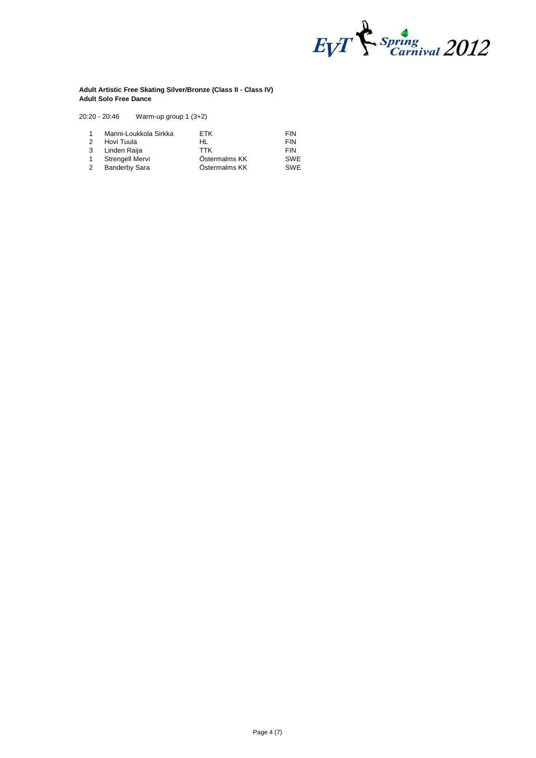**Adult Artistic Free Skating Silver/Bronze (Class II - Class IV)**
**Adult Solo Free Dance**

20:20 - 20:46 Warm-up group 1 (3+2)

| | | | |
|---|---|---|---|
| 1 | Manni-Loukkola Sirkka | ETK | FIN |
| 2 | Hovi Tuula | HL | FIN |
| 3 | Linden Raija | TTK | FIN |
| 1 | Strengell Mervi | Östermalms KK | SWE |
| 2 | Banderby Sara | Östermalms KK | SWE |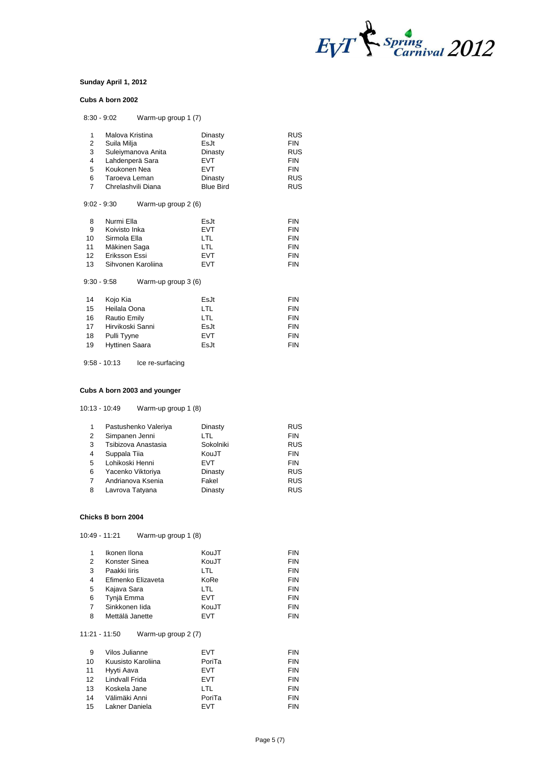**Sunday April 1, 2012**

**Cubs A born 2002**

8:30 - 9:02 Warm-up group 1 (7)

| | | | |
|---|---|---|---|
| 1 | Malova Kristina | Dinasty | RUS |
| 2 | Suila Milja | EsJt | FIN |
| 3 | Suleiymanova Anita | Dinasty | RUS |
| 4 | Lahdenperä Sara | EVT | FIN |
| 5 | Koukonen Nea | EVT | FIN |
| 6 | Taroeva Leman | Dinasty | RUS |
| 7 | Chrelashvili Diana | Blue Bird | RUS |

9:02 - 9:30 Warm-up group 2 (6)

| | | | |
|---|---|---|---|
| 8 | Nurmi Ella | EsJt | FIN |
| 9 | Koivisto Inka | EVT | FIN |
| 10 | Sirmola Ella | LTL | FIN |
| 11 | Mäkinen Saga | LTL | FIN |
| 12 | Eriksson Essi | EVT | FIN |
| 13 | Sihvonen Karoliina | EVT | FIN |

9:30 - 9:58 Warm-up group 3 (6)

| | | | |
|---|---|---|---|
| 14 | Kojo Kia | EsJt | FIN |
| 15 | Heilala Oona | LTL | FIN |
| 16 | Rautio Emily | LTL | FIN |
| 17 | Hirvikoski Sanni | EsJt | FIN |
| 18 | Pulli Tyyne | EVT | FIN |
| 19 | Hyttinen Saara | EsJt | FIN |

9:58 - 10:13 Ice re-surfacing

**Cubs A born 2003 and younger**

10:13 - 10:49 Warm-up group 1 (8)

| | | | |
|---|---|---|---|
| 1 | Pastushenko Valeriya | Dinasty | RUS |
| 2 | Simpanen Jenni | LTL | FIN |
| 3 | Tsibizova Anastasia | Sokolniki | RUS |
| 4 | Suppala Tiia | KouJT | FIN |
| 5 | Lohikoski Henni | EVT | FIN |
| 6 | Yacenko Viktoriya | Dinasty | RUS |
| 7 | Andrianova Ksenia | Fakel | RUS |
| 8 | Lavrova Tatyana | Dinasty | RUS |

**Chicks B born 2004**

10:49 - 11:21 Warm-up group 1 (8)

| | | | |
|---|---|---|---|
| 1 | Ikonen Ilona | KouJT | FIN |
| 2 | Konster Sinea | KouJT | FIN |
| 3 | Paakki Iiris | LTL | FIN |
| 4 | Efimenko Elizaveta | KoRe | FIN |
| 5 | Kajava Sara | LTL | FIN |
| 6 | Tynjä Emma | EVT | FIN |
| 7 | Sinkkonen Iida | KouJT | FIN |
| 8 | Mettälä Janette | EVT | FIN |

11:21 - 11:50 Warm-up group 2 (7)

| | | | |
|---|---|---|---|
| 9 | Vilos Julianne | EVT | FIN |
| 10 | Kuusisto Karoliina | PoriTa | FIN |
| 11 | Hyyti Aava | EVT | FIN |
| 12 | Lindvall Frida | EVT | FIN |
| 13 | Koskela Jane | LTL | FIN |
| 14 | Välimäki Anni | PoriTa | FIN |
| 15 | Lakner Daniela | EVT | FIN |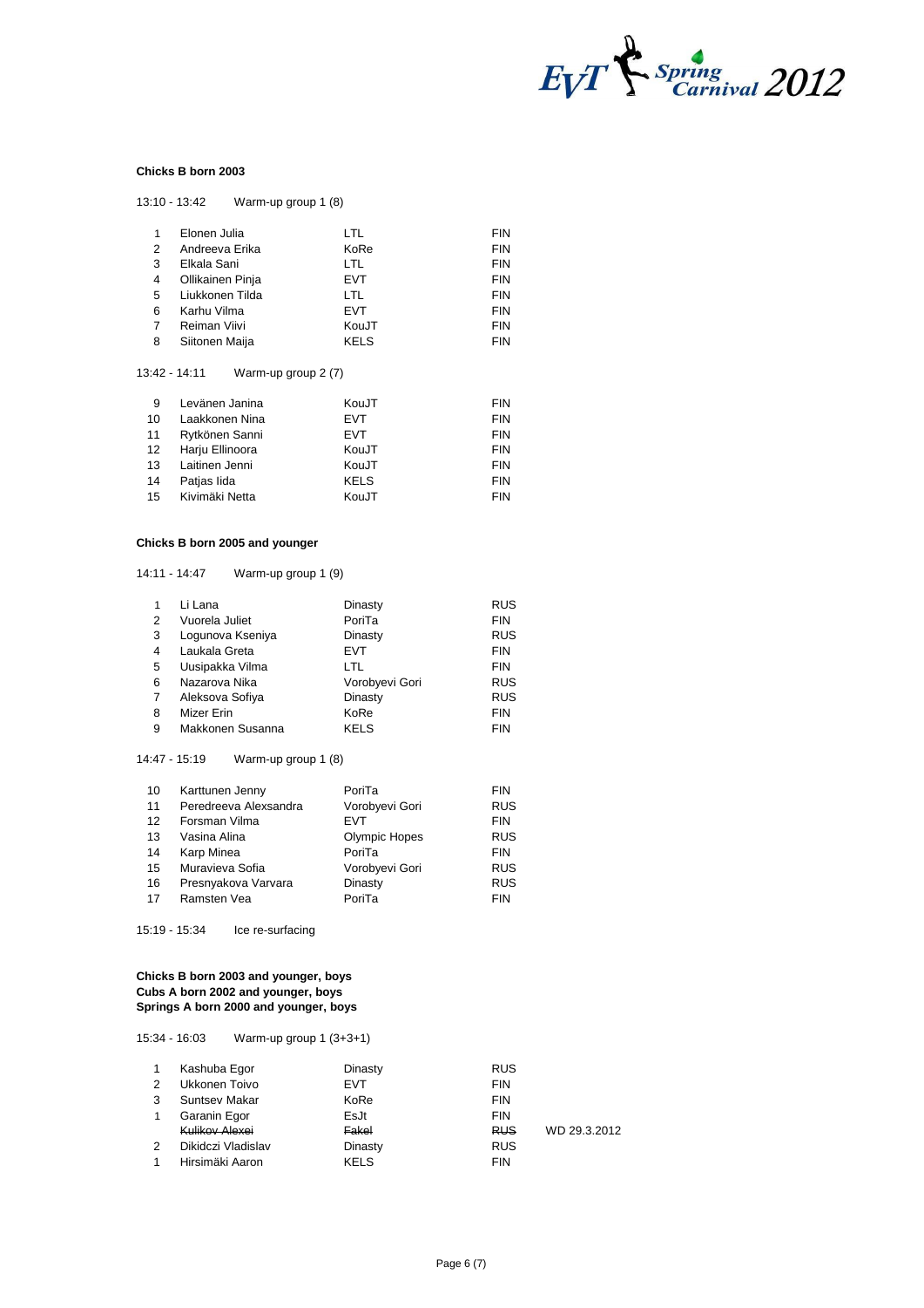**Chicks B born 2003**

13:10 - 13:42 Warm-up group 1 (8)

| | | | |
|---|---|---|---|
| 1 | Elonen Julia | LTL | FIN |
| 2 | Andreeva Erika | KoRe | FIN |
| 3 | Elkala Sani | LTL | FIN |
| 4 | Ollikainen Pinja | EVT | FIN |
| 5 | Liukkonen Tilda | LTL | FIN |
| 6 | Karhu Vilma | EVT | FIN |
| 7 | Reiman Viivi | KouJT | FIN |
| 8 | Siitonen Maija | KELS | FIN |

13:42 - 14:11 Warm-up group 2 (7)

| | | | |
|---|---|---|---|
| 9 | Levänen Janina | KouJT | FIN |
| 10 | Laakkonen Nina | EVT | FIN |
| 11 | Rytkönen Sanni | EVT | FIN |
| 12 | Harju Ellinoora | KouJT | FIN |
| 13 | Laitinen Jenni | KouJT | FIN |
| 14 | Patjas Iida | KELS | FIN |
| 15 | Kivimäki Netta | KouJT | FIN |

**Chicks B born 2005 and younger**

14:11 - 14:47 Warm-up group 1 (9)

| | | | |
|---|---|---|---|
| 1 | Li Lana | Dinasty | RUS |
| 2 | Vuorela Juliet | PoriTa | FIN |
| 3 | Logunova Kseniya | Dinasty | RUS |
| 4 | Laukala Greta | EVT | FIN |
| 5 | Uusipakka Vilma | LTL | FIN |
| 6 | Nazarova Nika | Vorobyevi Gori | RUS |
| 7 | Aleksova Sofiya | Dinasty | RUS |
| 8 | Mizer Erin | KoRe | FIN |
| 9 | Makkonen Susanna | KELS | FIN |

14:47 - 15:19 Warm-up group 1 (8)

| | | | |
|---|---|---|---|
| 10 | Karttunen Jenny | PoriTa | FIN |
| 11 | Peredreeva Alexsandra | Vorobyevi Gori | RUS |
| 12 | Forsman Vilma | EVT | FIN |
| 13 | Vasina Alina | Olympic Hopes | RUS |
| 14 | Karp Minea | PoriTa | FIN |
| 15 | Muravieva Sofia | Vorobyevi Gori | RUS |
| 16 | Presnyakova Varvara | Dinasty | RUS |
| 17 | Ramsten Vea | PoriTa | FIN |

15:19 - 15:34 Ice re-surfacing

**Chicks B born 2003 and younger, boys**
**Cubs A born 2002 and younger, boys**
**Springs A born 2000 and younger, boys**

15:34 - 16:03 Warm-up group 1 (3+3+1)

| | | | | |
|---|---|---|---|---|
| 1 | Kashuba Egor | Dinasty | RUS | |
| 2 | Ukkonen Toivo | EVT | FIN | |
| 3 | Suntsev Makar | KoRe | FIN | |
| 1 | Garanin Egor | EsJt | FIN | |
| | ~~Kulikov Alexei~~ | ~~Fakel~~ | ~~RUS~~ | WD 29.3.2012 |
| 2 | Dikidczi Vladislav | Dinasty | RUS | |
| 1 | Hirsimäki Aaron | KELS | FIN | |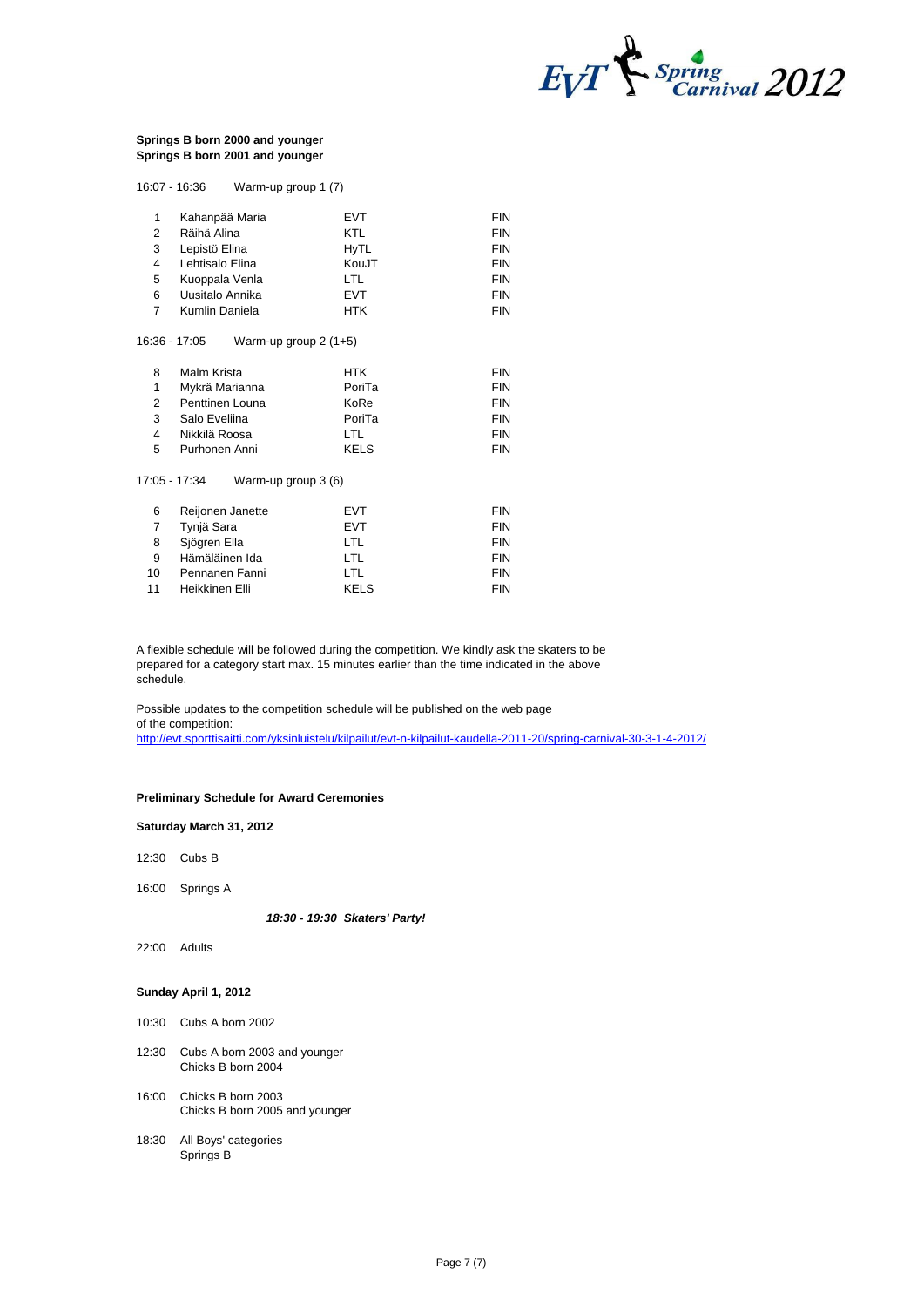**Springs B born 2000 and younger**
**Springs B born 2001 and younger**

16:07 - 16:36 Warm-up group 1 (7)

| | | | |
|---|---|---|---|
| 1 | Kahanpää Maria | EVT | FIN |
| 2 | Räihä Alina | KTL | FIN |
| 3 | Lepistö Elina | HyTL | FIN |
| 4 | Lehtisalo Elina | KouJT | FIN |
| 5 | Kuoppala Venla | LTL | FIN |
| 6 | Uusitalo Annika | EVT | FIN |
| 7 | Kumlin Daniela | HTK | FIN |

16:36 - 17:05 Warm-up group 2 (1+5)

| | | | |
|---|---|---|---|
| 8 | Malm Krista | HTK | FIN |
| 1 | Mykrä Marianna | PoriTa | FIN |
| 2 | Penttinen Louna | KoRe | FIN |
| 3 | Salo Eveliina | PoriTa | FIN |
| 4 | Nikkilä Roosa | LTL | FIN |
| 5 | Purhonen Anni | KELS | FIN |

17:05 - 17:34 Warm-up group 3 (6)

| | | | |
|---|---|---|---|
| 6 | Reijonen Janette | EVT | FIN |
| 7 | Tynjä Sara | EVT | FIN |
| 8 | Sjögren Ella | LTL | FIN |
| 9 | Hämäläinen Ida | LTL | FIN |
| 10 | Pennanen Fanni | LTL | FIN |
| 11 | Heikkinen Elli | KELS | FIN |

A flexible schedule will be followed during the competition. We kindly ask the skaters to be prepared for a category start max. 15 minutes earlier than the time indicated in the above schedule.

Possible updates to the competition schedule will be published on the web page of the competition:
http://evt.sporttisaitti.com/yksinluistelu/kilpailut/evt-n-kilpailut-kaudella-2011-20/spring-carnival-30-3-1-4-2012/

**Preliminary Schedule for Award Ceremonies**

**Saturday March 31, 2012**

12:30 Cubs B

16:00 Springs A

***18:30 - 19:30 Skaters' Party!***

22:00 Adults

**Sunday April 1, 2012**

10:30 Cubs A born 2002

12:30 Cubs A born 2003 and younger
Chicks B born 2004

16:00 Chicks B born 2003
Chicks B born 2005 and younger

18:30 All Boys' categories
Springs B